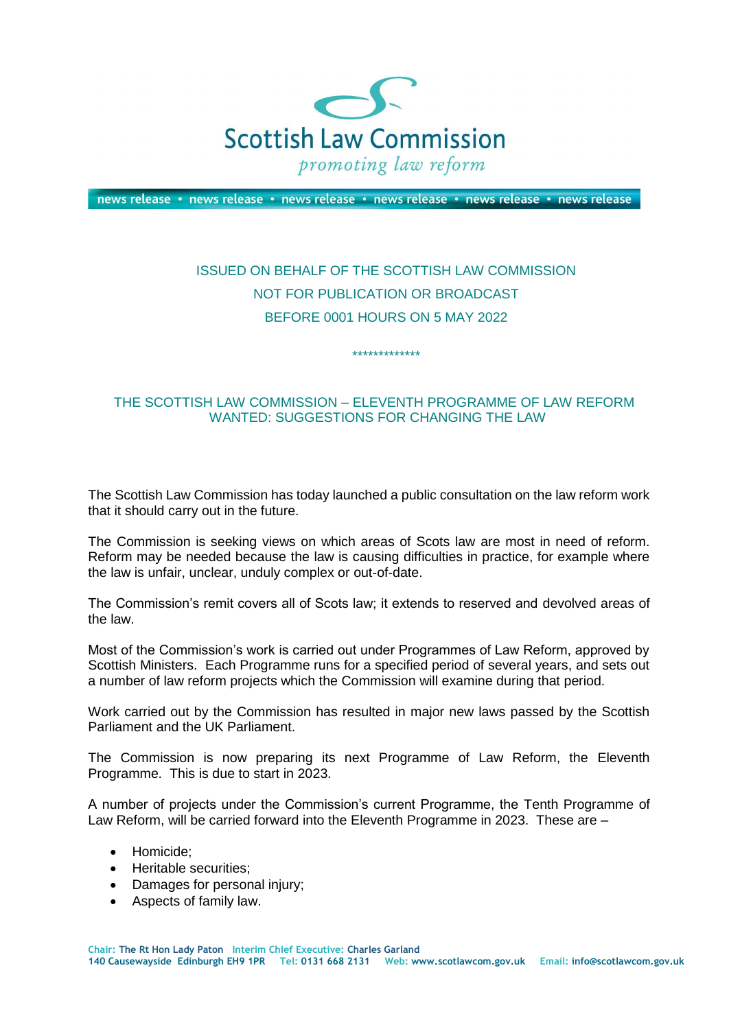# Scottish Law Commission

*promoting law reform*

news release • news release • news release • news release • news release • news release

ISSUED ON BEHALF OF THE SCOTTISH LAW COMMISSION
NOT FOR PUBLICATION OR BROADCAST
BEFORE 0001 HOURS ON 5 MAY 2022

*************

## THE SCOTTISH LAW COMMISSION – ELEVENTH PROGRAMME OF LAW REFORM
## WANTED: SUGGESTIONS FOR CHANGING THE LAW

The Scottish Law Commission has today launched a public consultation on the law reform work that it should carry out in the future.

The Commission is seeking views on which areas of Scots law are most in need of reform. Reform may be needed because the law is causing difficulties in practice, for example where the law is unfair, unclear, unduly complex or out-of-date.

The Commission's remit covers all of Scots law; it extends to reserved and devolved areas of the law.

Most of the Commission's work is carried out under Programmes of Law Reform, approved by Scottish Ministers. Each Programme runs for a specified period of several years, and sets out a number of law reform projects which the Commission will examine during that period.

Work carried out by the Commission has resulted in major new laws passed by the Scottish Parliament and the UK Parliament.

The Commission is now preparing its next Programme of Law Reform, the Eleventh Programme. This is due to start in 2023.

A number of projects under the Commission's current Programme, the Tenth Programme of Law Reform, will be carried forward into the Eleventh Programme in 2023. These are –

- Homicide;
- Heritable securities;
- Damages for personal injury;
- Aspects of family law.

Chair: The Rt Hon Lady Paton Interim Chief Executive: Charles Garland
140 Causewayside Edinburgh EH9 1PR Tel: 0131 668 2131 Web: www.scotlawcom.gov.uk Email: info@scotlawcom.gov.uk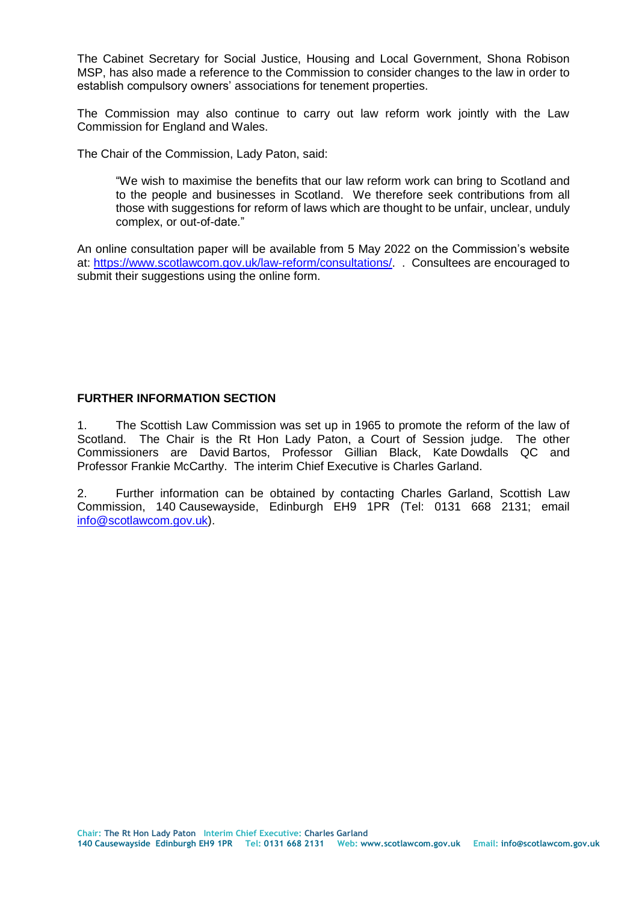The Cabinet Secretary for Social Justice, Housing and Local Government, Shona Robison MSP, has also made a reference to the Commission to consider changes to the law in order to establish compulsory owners' associations for tenement properties.

The Commission may also continue to carry out law reform work jointly with the Law Commission for England and Wales.

The Chair of the Commission, Lady Paton, said:

> "We wish to maximise the benefits that our law reform work can bring to Scotland and to the people and businesses in Scotland. We therefore seek contributions from all those with suggestions for reform of laws which are thought to be unfair, unclear, unduly complex, or out-of-date."

An online consultation paper will be available from 5 May 2022 on the Commission's website at: https://www.scotlawcom.gov.uk/law-reform/consultations/. . Consultees are encouraged to submit their suggestions using the online form.

**FURTHER INFORMATION SECTION**

1. The Scottish Law Commission was set up in 1965 to promote the reform of the law of Scotland. The Chair is the Rt Hon Lady Paton, a Court of Session judge. The other Commissioners are David Bartos, Professor Gillian Black, Kate Dowdalls QC and Professor Frankie McCarthy. The interim Chief Executive is Charles Garland.

2. Further information can be obtained by contacting Charles Garland, Scottish Law Commission, 140 Causewayside, Edinburgh EH9 1PR (Tel: 0131 668 2131; email info@scotlawcom.gov.uk).